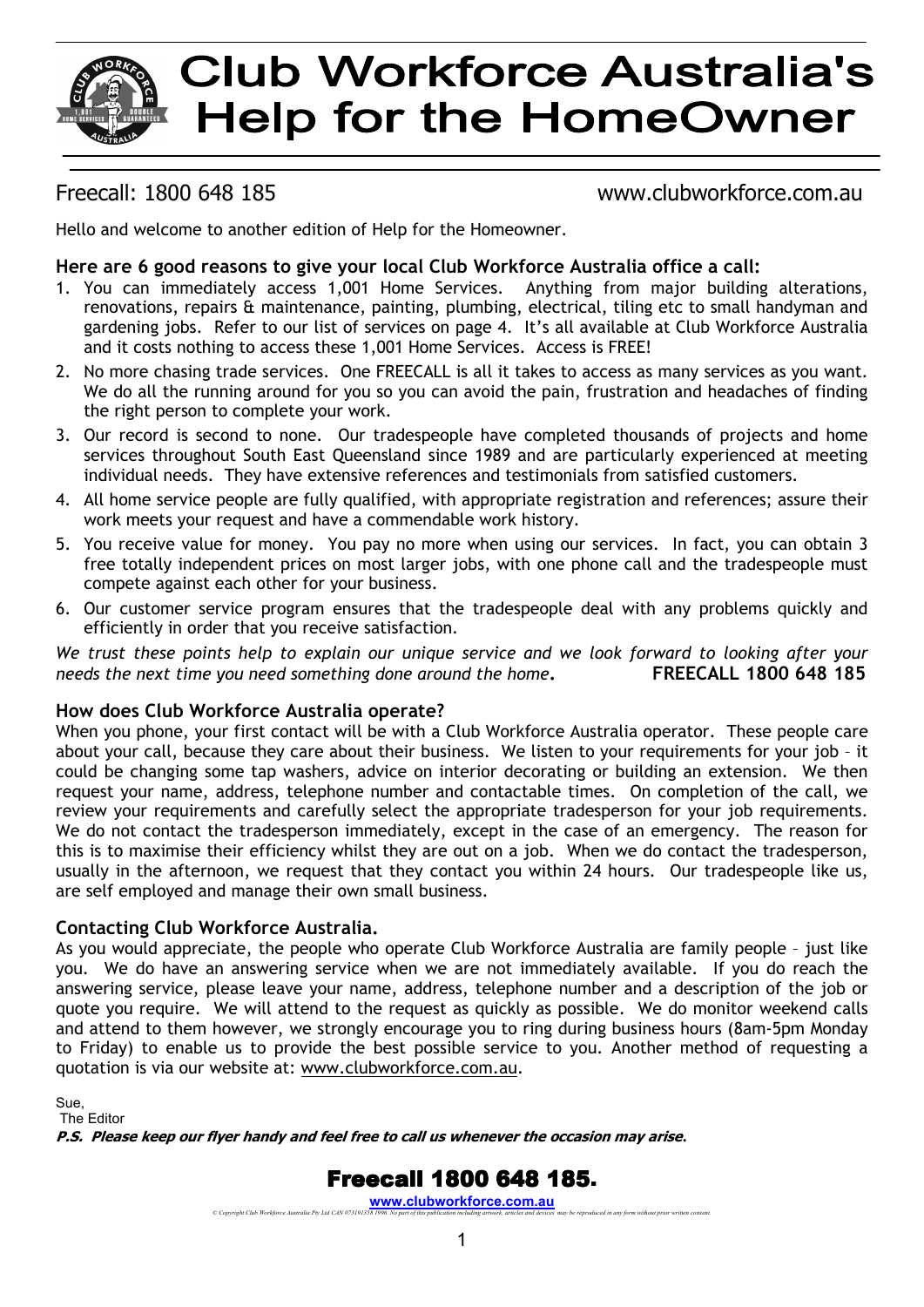# Club Workforce Australia's Help for the HomeOwner

Freecall: 1800 648 185 www.clubworkforce.com.au

Hello and welcome to another edition of Help for the Homeowner.

### Here are 6 good reasons to give your local Club Workforce Australia office a call:

1. You can immediately access 1,001 Home Services. Anything from major building alterations, renovations, repairs & maintenance, painting, plumbing, electrical, tiling etc to small handyman and gardening jobs. Refer to our list of services on page 4. It's all available at Club Workforce Australia and it costs nothing to access these 1,001 Home Services. Access is FREE!
2. No more chasing trade services. One FREECALL is all it takes to access as many services as you want. We do all the running around for you so you can avoid the pain, frustration and headaches of finding the right person to complete your work.
3. Our record is second to none. Our tradespeople have completed thousands of projects and home services throughout South East Queensland since 1989 and are particularly experienced at meeting individual needs. They have extensive references and testimonials from satisfied customers.
4. All home service people are fully qualified, with appropriate registration and references; assure their work meets your request and have a commendable work history.
5. You receive value for money. You pay no more when using our services. In fact, you can obtain 3 free totally independent prices on most larger jobs, with one phone call and the tradespeople must compete against each other for your business.
6. Our customer service program ensures that the tradespeople deal with any problems quickly and efficiently in order that you receive satisfaction.

*We trust these points help to explain our unique service and we look forward to looking after your needs the next time you need something done around the home.* **FREECALL 1800 648 185**

### How does Club Workforce Australia operate?

When you phone, your first contact will be with a Club Workforce Australia operator. These people care about your call, because they care about their business. We listen to your requirements for your job – it could be changing some tap washers, advice on interior decorating or building an extension. We then request your name, address, telephone number and contactable times. On completion of the call, we review your requirements and carefully select the appropriate tradesperson for your job requirements. We do not contact the tradesperson immediately, except in the case of an emergency. The reason for this is to maximise their efficiency whilst they are out on a job. When we do contact the tradesperson, usually in the afternoon, we request that they contact you within 24 hours. Our tradespeople like us, are self employed and manage their own small business.

### Contacting Club Workforce Australia.

As you would appreciate, the people who operate Club Workforce Australia are family people – just like you. We do have an answering service when we are not immediately available. If you do reach the answering service, please leave your name, address, telephone number and a description of the job or quote you require. We will attend to the request as quickly as possible. We do monitor weekend calls and attend to them however, we strongly encourage you to ring during business hours (8am-5pm Monday to Friday) to enable us to provide the best possible service to you. Another method of requesting a quotation is via our website at: www.clubworkforce.com.au.

Sue,
The Editor

***P.S. Please keep our flyer handy and feel free to call us whenever the occasion may arise.***

## Freecall 1800 648 185.

www.clubworkforce.com.au

© Copyright Club Workforce Australia Pty Ltd CAN 073191358 1996. No part of this publication including artwork, articles and devices may be reproduced in any form without prior written consent.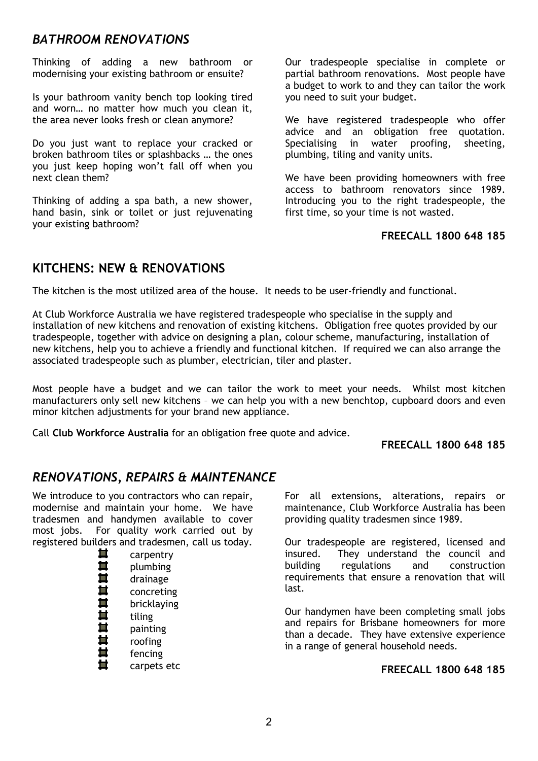## *BATHROOM RENOVATIONS*

Thinking of adding a new bathroom or modernising your existing bathroom or ensuite?

Is your bathroom vanity bench top looking tired and worn… no matter how much you clean it, the area never looks fresh or clean anymore?

Do you just want to replace your cracked or broken bathroom tiles or splashbacks … the ones you just keep hoping won't fall off when you next clean them?

Thinking of adding a spa bath, a new shower, hand basin, sink or toilet or just rejuvenating your existing bathroom?

Our tradespeople specialise in complete or partial bathroom renovations. Most people have a budget to work to and they can tailor the work you need to suit your budget.

We have registered tradespeople who offer advice and an obligation free quotation. Specialising in water proofing, sheeting, plumbing, tiling and vanity units.

We have been providing homeowners with free access to bathroom renovators since 1989. Introducing you to the right tradespeople, the first time, so your time is not wasted.

**FREECALL 1800 648 185**

## KITCHENS: NEW & RENOVATIONS

The kitchen is the most utilized area of the house. It needs to be user-friendly and functional.

At Club Workforce Australia we have registered tradespeople who specialise in the supply and installation of new kitchens and renovation of existing kitchens. Obligation free quotes provided by our tradespeople, together with advice on designing a plan, colour scheme, manufacturing, installation of new kitchens, help you to achieve a friendly and functional kitchen. If required we can also arrange the associated tradespeople such as plumber, electrician, tiler and plaster.

Most people have a budget and we can tailor the work to meet your needs. Whilst most kitchen manufacturers only sell new kitchens – we can help you with a new benchtop, cupboard doors and even minor kitchen adjustments for your brand new appliance.

Call **Club Workforce Australia** for an obligation free quote and advice.

**FREECALL 1800 648 185**

## *RENOVATIONS, REPAIRS & MAINTENANCE*

We introduce to you contractors who can repair, modernise and maintain your home. We have tradesmen and handymen available to cover most jobs. For quality work carried out by registered builders and tradesmen, call us today.

- carpentry
- plumbing
- drainage
- concreting
- bricklaying
- tiling
- painting
- roofing
- fencing
- carpets etc

For all extensions, alterations, repairs or maintenance, Club Workforce Australia has been providing quality tradesmen since 1989.

Our tradespeople are registered, licensed and insured. They understand the council and building regulations and construction requirements that ensure a renovation that will last.

Our handymen have been completing small jobs and repairs for Brisbane homeowners for more than a decade. They have extensive experience in a range of general household needs.

**FREECALL 1800 648 185**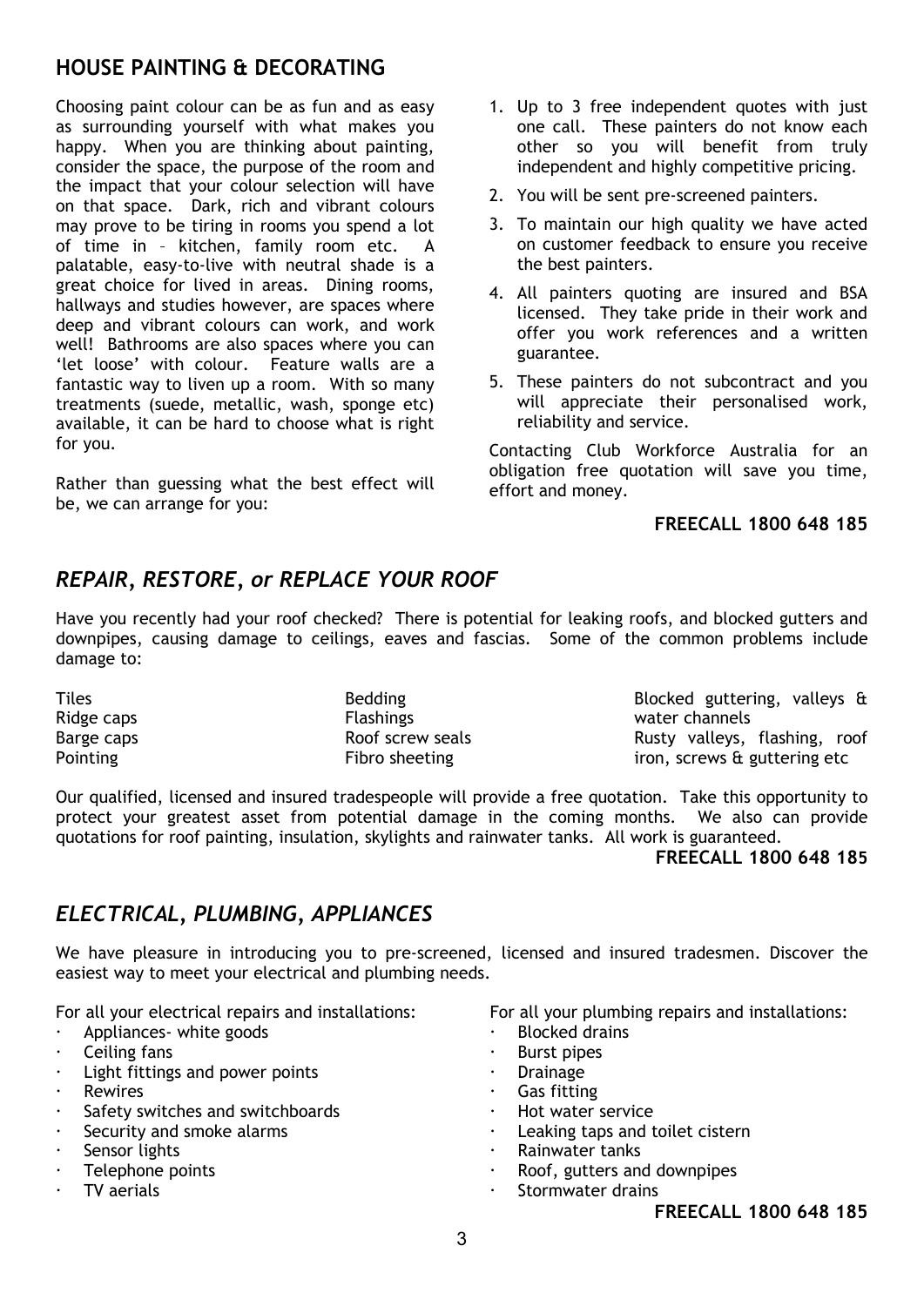## HOUSE PAINTING & DECORATING

Choosing paint colour can be as fun and as easy as surrounding yourself with what makes you happy. When you are thinking about painting, consider the space, the purpose of the room and the impact that your colour selection will have on that space. Dark, rich and vibrant colours may prove to be tiring in rooms you spend a lot of time in – kitchen, family room etc. A palatable, easy-to-live with neutral shade is a great choice for lived in areas. Dining rooms, hallways and studies however, are spaces where deep and vibrant colours can work, and work well! Bathrooms are also spaces where you can 'let loose' with colour. Feature walls are a fantastic way to liven up a room. With so many treatments (suede, metallic, wash, sponge etc) available, it can be hard to choose what is right for you.

Rather than guessing what the best effect will be, we can arrange for you:

1. Up to 3 free independent quotes with just one call. These painters do not know each other so you will benefit from truly independent and highly competitive pricing.
2. You will be sent pre-screened painters.
3. To maintain our high quality we have acted on customer feedback to ensure you receive the best painters.
4. All painters quoting are insured and BSA licensed. They take pride in their work and offer you work references and a written guarantee.
5. These painters do not subcontract and you will appreciate their personalised work, reliability and service.

Contacting Club Workforce Australia for an obligation free quotation will save you time, effort and money.

**FREECALL 1800 648 185**

## *REPAIR, RESTORE, or REPLACE YOUR ROOF*

Have you recently had your roof checked? There is potential for leaking roofs, and blocked gutters and downpipes, causing damage to ceilings, eaves and fascias. Some of the common problems include damage to:

| | | |
|---|---|---|
| Tiles | Bedding | Blocked guttering, valleys & water channels |
| Ridge caps | Flashings | |
| Barge caps | Roof screw seals | Rusty valleys, flashing, roof iron, screws & guttering etc |
| Pointing | Fibro sheeting | |

Our qualified, licensed and insured tradespeople will provide a free quotation. Take this opportunity to protect your greatest asset from potential damage in the coming months. We also can provide quotations for roof painting, insulation, skylights and rainwater tanks. All work is guaranteed.

**FREECALL 1800 648 185**

## *ELECTRICAL, PLUMBING, APPLIANCES*

We have pleasure in introducing you to pre-screened, licensed and insured tradesmen. Discover the easiest way to meet your electrical and plumbing needs.

For all your electrical repairs and installations:

- Appliances- white goods
- Ceiling fans
- Light fittings and power points
- Rewires
- Safety switches and switchboards
- Security and smoke alarms
- Sensor lights
- Telephone points
- TV aerials

For all your plumbing repairs and installations:

- Blocked drains
- Burst pipes
- Drainage
- Gas fitting
- Hot water service
- Leaking taps and toilet cistern
- Rainwater tanks
- Roof, gutters and downpipes
- Stormwater drains

**FREECALL 1800 648 185**